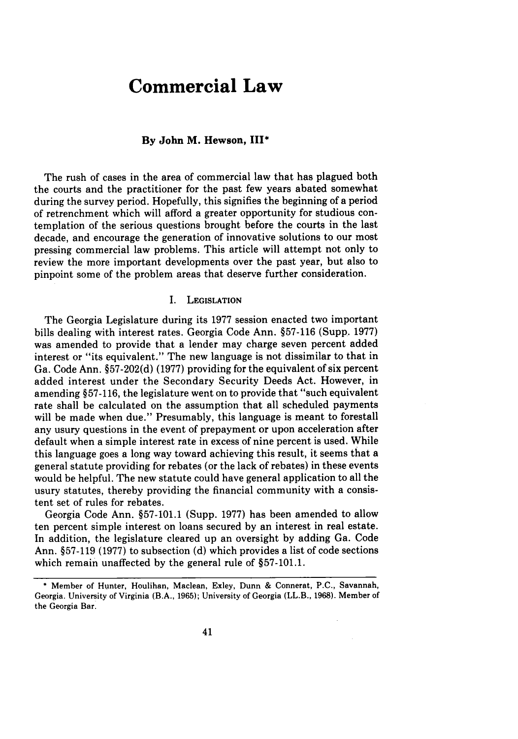# Commercial Law

### By John M. Hewson, III*

The rush of cases in the area of commercial law that has plagued both the courts and the practitioner for the past few years abated somewhat during the survey period. Hopefully, this signifies the beginning of a period of retrenchment which will afford a greater opportunity for studious contemplation of the serious questions brought before the courts in the last decade, and encourage the generation of innovative solutions to our most pressing commercial law problems. This article will attempt not only to review the more important developments over the past year, but also to pinpoint some of the problem areas that deserve further consideration.

## I. Legislation

The Georgia Legislature during its 1977 session enacted two important bills dealing with interest rates. Georgia Code Ann. §57-116 (Supp. 1977) was amended to provide that a lender may charge seven percent added interest or "its equivalent." The new language is not dissimilar to that in Ga. Code Ann. §57-202(d) (1977) providing for the equivalent of six percent added interest under the Secondary Security Deeds Act. However, in amending §57-116, the legislature went on to provide that "such equivalent rate shall be calculated on the assumption that all scheduled payments will be made when due." Presumably, this language is meant to forestall any usury questions in the event of prepayment or upon acceleration after default when a simple interest rate in excess of nine percent is used. While this language goes a long way toward achieving this result, it seems that a general statute providing for rebates (or the lack of rebates) in these events would be helpful. The new statute could have general application to all the usury statutes, thereby providing the financial community with a consistent set of rules for rebates.

Georgia Code Ann. §57-101.1 (Supp. 1977) has been amended to allow ten percent simple interest on loans secured by an interest in real estate. In addition, the legislature cleared up an oversight by adding Ga. Code Ann. §57-119 (1977) to subsection (d) which provides a list of code sections which remain unaffected by the general rule of §57-101.1.

---

* Member of Hunter, Houlihan, Maclean, Exley, Dunn & Connerat, P.C., Savannah, Georgia. University of Virginia (B.A., 1965); University of Georgia (LL.B., 1968). Member of the Georgia Bar.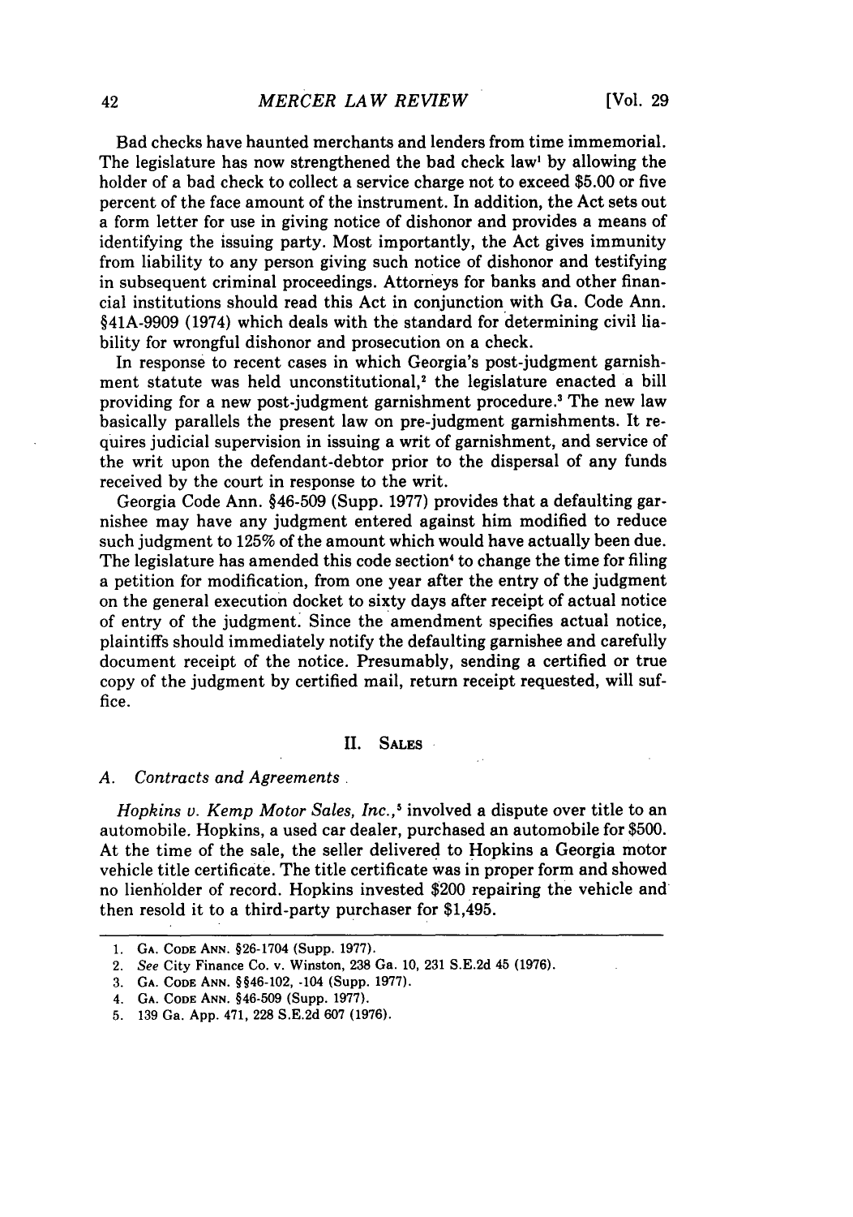Bad checks have haunted merchants and lenders from time immemorial. The legislature has now strengthened the bad check law[1] by allowing the holder of a bad check to collect a service charge not to exceed $5.00 or five percent of the face amount of the instrument. In addition, the Act sets out a form letter for use in giving notice of dishonor and provides a means of identifying the issuing party. Most importantly, the Act gives immunity from liability to any person giving such notice of dishonor and testifying in subsequent criminal proceedings. Attorneys for banks and other financial institutions should read this Act in conjunction with Ga. Code Ann. §41A-9909 (1974) which deals with the standard for determining civil liability for wrongful dishonor and prosecution on a check.

In response to recent cases in which Georgia's post-judgment garnishment statute was held unconstitutional,[2] the legislature enacted a bill providing for a new post-judgment garnishment procedure.[3] The new law basically parallels the present law on pre-judgment garnishments. It requires judicial supervision in issuing a writ of garnishment, and service of the writ upon the defendant-debtor prior to the dispersal of any funds received by the court in response to the writ.

Georgia Code Ann. §46-509 (Supp. 1977) provides that a defaulting garnishee may have any judgment entered against him modified to reduce such judgment to 125% of the amount which would have actually been due. The legislature has amended this code section[4] to change the time for filing a petition for modification, from one year after the entry of the judgment on the general execution docket to sixty days after receipt of actual notice of entry of the judgment. Since the amendment specifies actual notice, plaintiffs should immediately notify the defaulting garnishee and carefully document receipt of the notice. Presumably, sending a certified or true copy of the judgment by certified mail, return receipt requested, will suffice.

## II. Sales

### A. *Contracts and Agreements*

*Hopkins v. Kemp Motor Sales, Inc.*,[5] involved a dispute over title to an automobile. Hopkins, a used car dealer, purchased an automobile for $500. At the time of the sale, the seller delivered to Hopkins a Georgia motor vehicle title certificate. The title certificate was in proper form and showed no lienholder of record. Hopkins invested $200 repairing the vehicle and then resold it to a third-party purchaser for $1,495.

---

1. Ga. Code Ann. §26-1704 (Supp. 1977).
2. *See* City Finance Co. v. Winston, 238 Ga. 10, 231 S.E.2d 45 (1976).
3. Ga. Code Ann. §§46-102, -104 (Supp. 1977).
4. Ga. Code Ann. §46-509 (Supp. 1977).
5. 139 Ga. App. 471, 228 S.E.2d 607 (1976).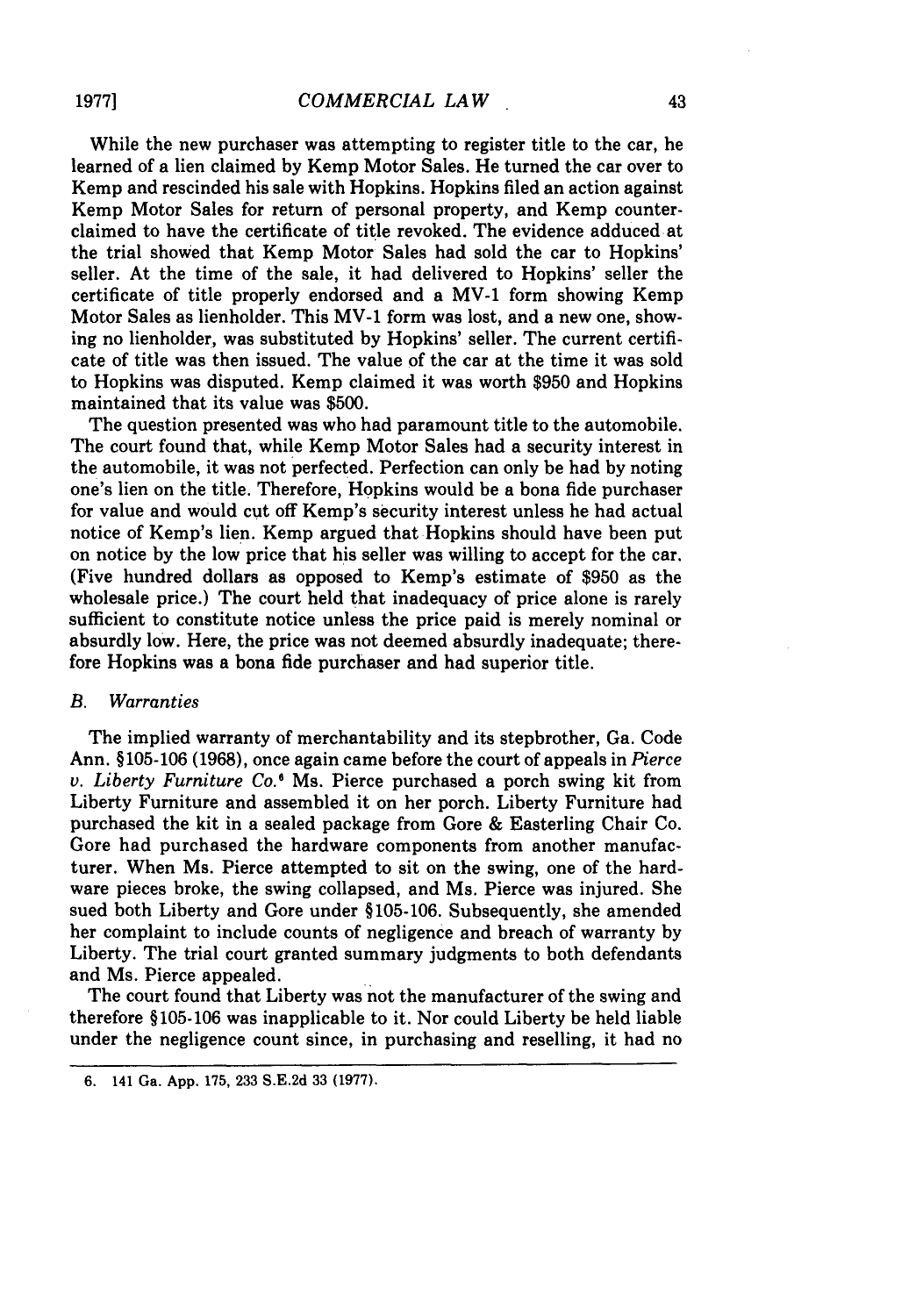While the new purchaser was attempting to register title to the car, he learned of a lien claimed by Kemp Motor Sales. He turned the car over to Kemp and rescinded his sale with Hopkins. Hopkins filed an action against Kemp Motor Sales for return of personal property, and Kemp counterclaimed to have the certificate of title revoked. The evidence adduced at the trial showed that Kemp Motor Sales had sold the car to Hopkins' seller. At the time of the sale, it had delivered to Hopkins' seller the certificate of title properly endorsed and a MV-1 form showing Kemp Motor Sales as lienholder. This MV-1 form was lost, and a new one, showing no lienholder, was substituted by Hopkins' seller. The current certificate of title was then issued. The value of the car at the time it was sold to Hopkins was disputed. Kemp claimed it was worth $950 and Hopkins maintained that its value was $500.

The question presented was who had paramount title to the automobile. The court found that, while Kemp Motor Sales had a security interest in the automobile, it was not perfected. Perfection can only be had by noting one's lien on the title. Therefore, Hopkins would be a bona fide purchaser for value and would cut off Kemp's security interest unless he had actual notice of Kemp's lien. Kemp argued that Hopkins should have been put on notice by the low price that his seller was willing to accept for the car. (Five hundred dollars as opposed to Kemp's estimate of $950 as the wholesale price.) The court held that inadequacy of price alone is rarely sufficient to constitute notice unless the price paid is merely nominal or absurdly low. Here, the price was not deemed absurdly inadequate; therefore Hopkins was a bona fide purchaser and had superior title.

### *B. Warranties*

The implied warranty of merchantability and its stepbrother, Ga. Code Ann. §105-106 (1968), once again came before the court of appeals in *Pierce v. Liberty Furniture Co.*[6] Ms. Pierce purchased a porch swing kit from Liberty Furniture and assembled it on her porch. Liberty Furniture had purchased the kit in a sealed package from Gore & Easterling Chair Co. Gore had purchased the hardware components from another manufacturer. When Ms. Pierce attempted to sit on the swing, one of the hardware pieces broke, the swing collapsed, and Ms. Pierce was injured. She sued both Liberty and Gore under §105-106. Subsequently, she amended her complaint to include counts of negligence and breach of warranty by Liberty. The trial court granted summary judgments to both defendants and Ms. Pierce appealed.

The court found that Liberty was not the manufacturer of the swing and therefore §105-106 was inapplicable to it. Nor could Liberty be held liable under the negligence count since, in purchasing and reselling, it had no

6. 141 Ga. App. 175, 233 S.E.2d 33 (1977).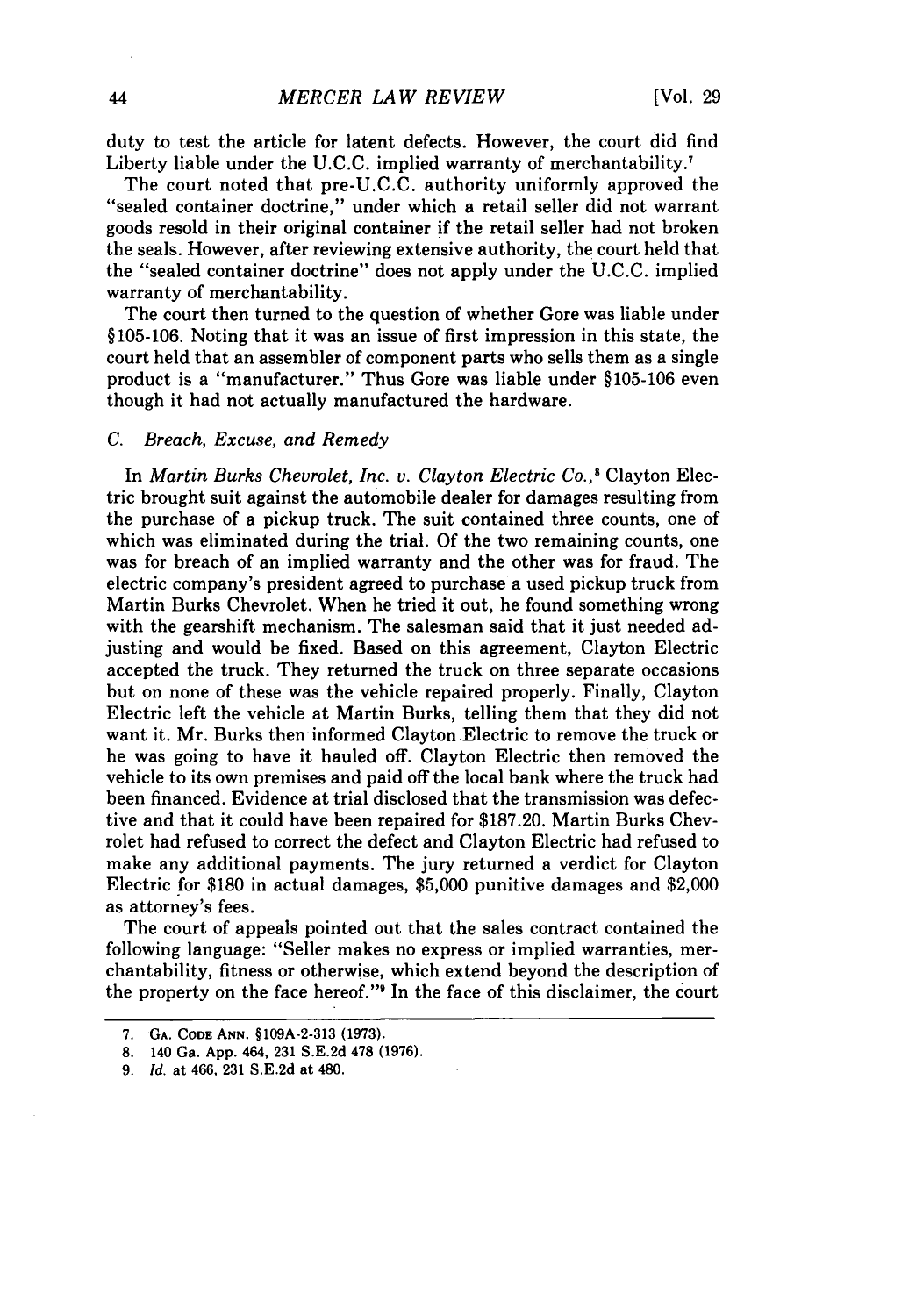duty to test the article for latent defects. However, the court did find Liberty liable under the U.C.C. implied warranty of merchantability.[7]

The court noted that pre-U.C.C. authority uniformly approved the "sealed container doctrine," under which a retail seller did not warrant goods resold in their original container if the retail seller had not broken the seals. However, after reviewing extensive authority, the court held that the "sealed container doctrine" does not apply under the U.C.C. implied warranty of merchantability.

The court then turned to the question of whether Gore was liable under §105-106. Noting that it was an issue of first impression in this state, the court held that an assembler of component parts who sells them as a single product is a "manufacturer." Thus Gore was liable under §105-106 even though it had not actually manufactured the hardware.

### C. *Breach, Excuse, and Remedy*

In *Martin Burks Chevrolet, Inc. v. Clayton Electric Co.*,[8] Clayton Electric brought suit against the automobile dealer for damages resulting from the purchase of a pickup truck. The suit contained three counts, one of which was eliminated during the trial. Of the two remaining counts, one was for breach of an implied warranty and the other was for fraud. The electric company's president agreed to purchase a used pickup truck from Martin Burks Chevrolet. When he tried it out, he found something wrong with the gearshift mechanism. The salesman said that it just needed adjusting and would be fixed. Based on this agreement, Clayton Electric accepted the truck. They returned the truck on three separate occasions but on none of these was the vehicle repaired properly. Finally, Clayton Electric left the vehicle at Martin Burks, telling them that they did not want it. Mr. Burks then informed Clayton Electric to remove the truck or he was going to have it hauled off. Clayton Electric then removed the vehicle to its own premises and paid off the local bank where the truck had been financed. Evidence at trial disclosed that the transmission was defective and that it could have been repaired for $187.20. Martin Burks Chevrolet had refused to correct the defect and Clayton Electric had refused to make any additional payments. The jury returned a verdict for Clayton Electric for $180 in actual damages, $5,000 punitive damages and $2,000 as attorney's fees.

The court of appeals pointed out that the sales contract contained the following language: "Seller makes no express or implied warranties, merchantability, fitness or otherwise, which extend beyond the description of the property on the face hereof."[9] In the face of this disclaimer, the court

---

7. GA. CODE ANN. §109A-2-313 (1973).

8. 140 Ga. App. 464, 231 S.E.2d 478 (1976).

9. *Id.* at 466, 231 S.E.2d at 480.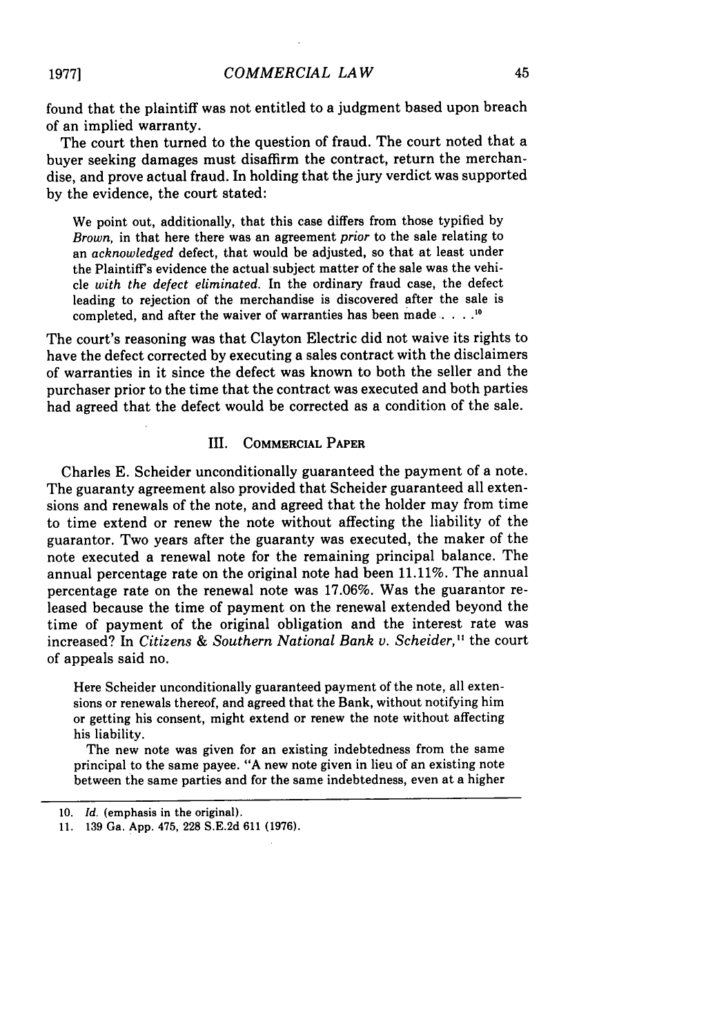found that the plaintiff was not entitled to a judgment based upon breach of an implied warranty.

The court then turned to the question of fraud. The court noted that a buyer seeking damages must disaffirm the contract, return the merchandise, and prove actual fraud. In holding that the jury verdict was supported by the evidence, the court stated:

> We point out, additionally, that this case differs from those typified by *Brown*, in that here there was an agreement *prior* to the sale relating to an *acknowledged* defect, that would be adjusted, so that at least under the Plaintiff's evidence the actual subject matter of the sale was the vehicle *with the defect eliminated.* In the ordinary fraud case, the defect leading to rejection of the merchandise is discovered after the sale is completed, and after the waiver of warranties has been made . . . .[10]

The court's reasoning was that Clayton Electric did not waive its rights to have the defect corrected by executing a sales contract with the disclaimers of warranties in it since the defect was known to both the seller and the purchaser prior to the time that the contract was executed and both parties had agreed that the defect would be corrected as a condition of the sale.

## III. Commercial Paper

Charles E. Scheider unconditionally guaranteed the payment of a note. The guaranty agreement also provided that Scheider guaranteed all extensions and renewals of the note, and agreed that the holder may from time to time extend or renew the note without affecting the liability of the guarantor. Two years after the guaranty was executed, the maker of the note executed a renewal note for the remaining principal balance. The annual percentage rate on the original note had been 11.11%. The annual percentage rate on the renewal note was 17.06%. Was the guarantor released because the time of payment on the renewal extended beyond the time of payment of the original obligation and the interest rate was increased? In *Citizens & Southern National Bank v. Scheider,*[11] the court of appeals said no.

> Here Scheider unconditionally guaranteed payment of the note, all extensions or renewals thereof, and agreed that the Bank, without notifying him or getting his consent, might extend or renew the note without affecting his liability.
>
> The new note was given for an existing indebtedness from the same principal to the same payee. "A new note given in lieu of an existing note between the same parties and for the same indebtedness, even at a higher

---

10. *Id.* (emphasis in the original).

11. 139 Ga. App. 475, 228 S.E.2d 611 (1976).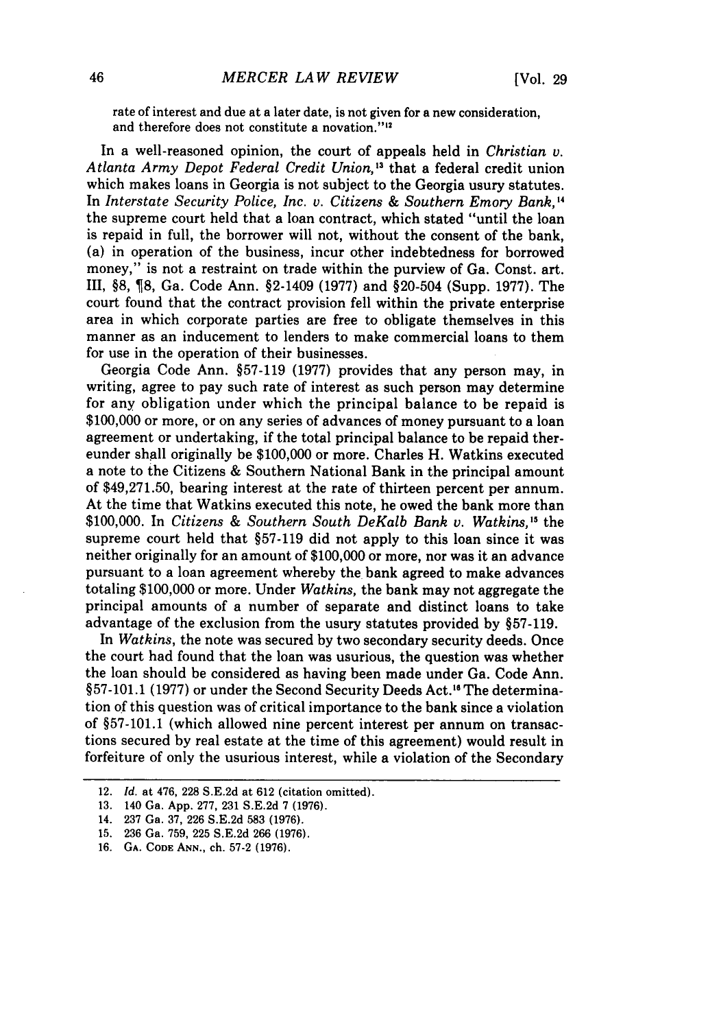rate of interest and due at a later date, is not given for a new consideration, and therefore does not constitute a novation."[12]

In a well-reasoned opinion, the court of appeals held in *Christian v. Atlanta Army Depot Federal Credit Union*,[13] that a federal credit union which makes loans in Georgia is not subject to the Georgia usury statutes. In *Interstate Security Police, Inc. v. Citizens & Southern Emory Bank*,[14] the supreme court held that a loan contract, which stated "until the loan is repaid in full, the borrower will not, without the consent of the bank, (a) in operation of the business, incur other indebtedness for borrowed money," is not a restraint on trade within the purview of Ga. Const. art. III, §8, ¶8, Ga. Code Ann. §2-1409 (1977) and §20-504 (Supp. 1977). The court found that the contract provision fell within the private enterprise area in which corporate parties are free to obligate themselves in this manner as an inducement to lenders to make commercial loans to them for use in the operation of their businesses.

Georgia Code Ann. §57-119 (1977) provides that any person may, in writing, agree to pay such rate of interest as such person may determine for any obligation under which the principal balance to be repaid is $100,000 or more, or on any series of advances of money pursuant to a loan agreement or undertaking, if the total principal balance to be repaid thereunder shall originally be $100,000 or more. Charles H. Watkins executed a note to the Citizens & Southern National Bank in the principal amount of $49,271.50, bearing interest at the rate of thirteen percent per annum. At the time that Watkins executed this note, he owed the bank more than $100,000. In *Citizens & Southern South DeKalb Bank v. Watkins*,[15] the supreme court held that §57-119 did not apply to this loan since it was neither originally for an amount of $100,000 or more, nor was it an advance pursuant to a loan agreement whereby the bank agreed to make advances totaling $100,000 or more. Under *Watkins*, the bank may not aggregate the principal amounts of a number of separate and distinct loans to take advantage of the exclusion from the usury statutes provided by §57-119.

In *Watkins*, the note was secured by two secondary security deeds. Once the court had found that the loan was usurious, the question was whether the loan should be considered as having been made under Ga. Code Ann. §57-101.1 (1977) or under the Second Security Deeds Act.[16] The determination of this question was of critical importance to the bank since a violation of §57-101.1 (which allowed nine percent interest per annum on transactions secured by real estate at the time of this agreement) would result in forfeiture of only the usurious interest, while a violation of the Secondary

---

12. *Id.* at 476, 228 S.E.2d at 612 (citation omitted).
13. 140 Ga. App. 277, 231 S.E.2d 7 (1976).
14. 237 Ga. 37, 226 S.E.2d 583 (1976).
15. 236 Ga. 759, 225 S.E.2d 266 (1976).
16. GA. CODE ANN., ch. 57-2 (1976).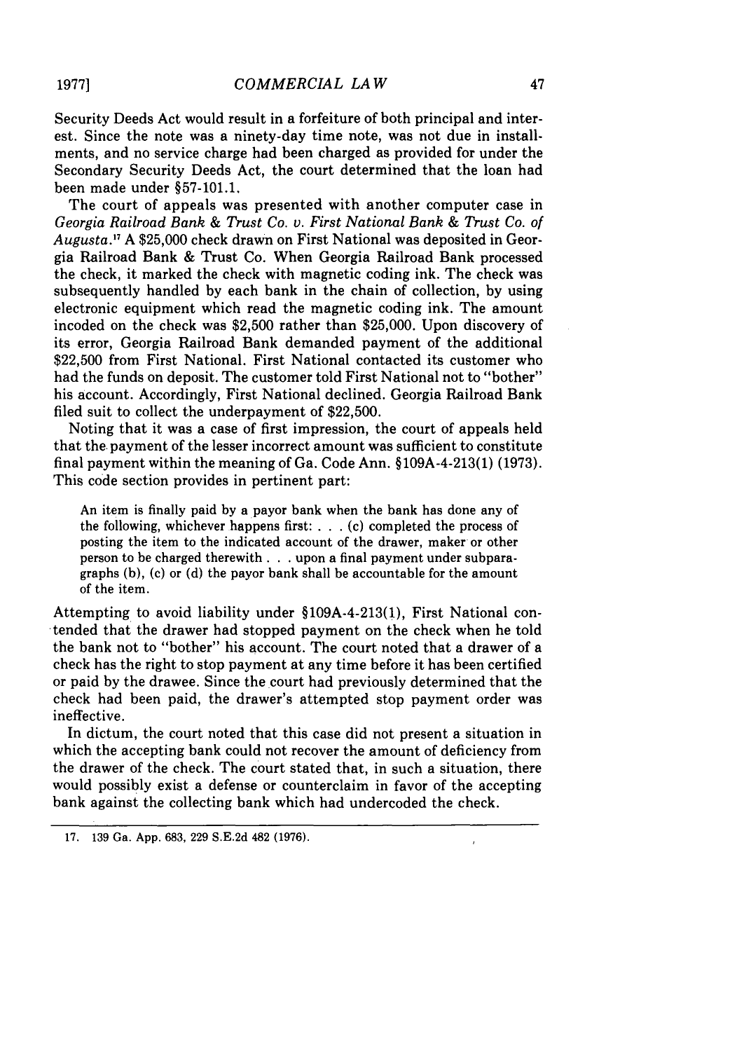Security Deeds Act would result in a forfeiture of both principal and interest. Since the note was a ninety-day time note, was not due in installments, and no service charge had been charged as provided for under the Secondary Security Deeds Act, the court determined that the loan had been made under §57-101.1.

The court of appeals was presented with another computer case in *Georgia Railroad Bank & Trust Co. v. First National Bank & Trust Co. of Augusta*.[17] A $25,000 check drawn on First National was deposited in Georgia Railroad Bank & Trust Co. When Georgia Railroad Bank processed the check, it marked the check with magnetic coding ink. The check was subsequently handled by each bank in the chain of collection, by using electronic equipment which read the magnetic coding ink. The amount incoded on the check was $2,500 rather than $25,000. Upon discovery of its error, Georgia Railroad Bank demanded payment of the additional $22,500 from First National. First National contacted its customer who had the funds on deposit. The customer told First National not to "bother" his account. Accordingly, First National declined. Georgia Railroad Bank filed suit to collect the underpayment of $22,500.

Noting that it was a case of first impression, the court of appeals held that the payment of the lesser incorrect amount was sufficient to constitute final payment within the meaning of Ga. Code Ann. §109A-4-213(1) (1973). This code section provides in pertinent part:

> An item is finally paid by a payor bank when the bank has done any of the following, whichever happens first: . . . (c) completed the process of posting the item to the indicated account of the drawer, maker or other person to be charged therewith . . . upon a final payment under subparagraphs (b), (c) or (d) the payor bank shall be accountable for the amount of the item.

Attempting to avoid liability under §109A-4-213(1), First National contended that the drawer had stopped payment on the check when he told the bank not to "bother" his account. The court noted that a drawer of a check has the right to stop payment at any time before it has been certified or paid by the drawee. Since the court had previously determined that the check had been paid, the drawer's attempted stop payment order was ineffective.

In dictum, the court noted that this case did not present a situation in which the accepting bank could not recover the amount of deficiency from the drawer of the check. The court stated that, in such a situation, there would possibly exist a defense or counterclaim in favor of the accepting bank against the collecting bank which had undercoded the check.

---

17. 139 Ga. App. 683, 229 S.E.2d 482 (1976).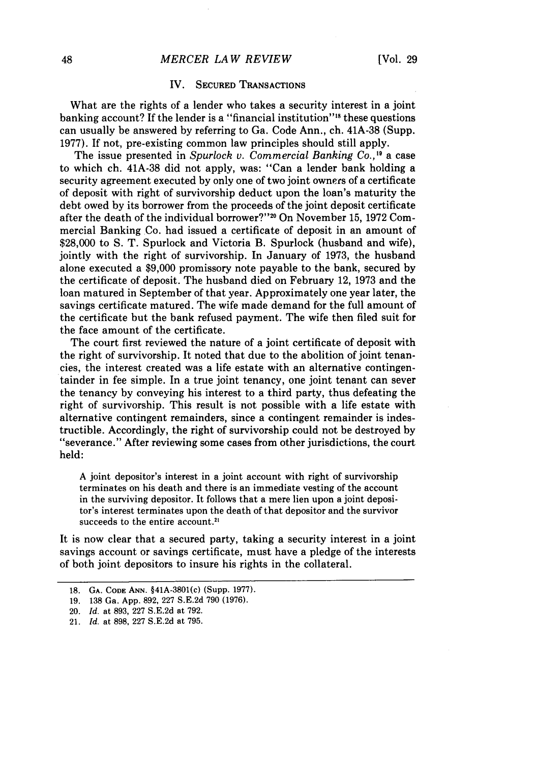## IV. Secured Transactions

What are the rights of a lender who takes a security interest in a joint banking account? If the lender is a "financial institution"[18] these questions can usually be answered by referring to Ga. Code Ann., ch. 41A-38 (Supp. 1977). If not, pre-existing common law principles should still apply.

The issue presented in *Spurlock v. Commercial Banking Co.*,[19] a case to which ch. 41A-38 did not apply, was: "Can a lender bank holding a security agreement executed by only one of two joint owners of a certificate of deposit with right of survivorship deduct upon the loan's maturity the debt owed by its borrower from the proceeds of the joint deposit certificate after the death of the individual borrower?"[20] On November 15, 1972 Commercial Banking Co. had issued a certificate of deposit in an amount of $28,000 to S. T. Spurlock and Victoria B. Spurlock (husband and wife), jointly with the right of survivorship. In January of 1973, the husband alone executed a $9,000 promissory note payable to the bank, secured by the certificate of deposit. The husband died on February 12, 1973 and the loan matured in September of that year. Approximately one year later, the savings certificate matured. The wife made demand for the full amount of the certificate but the bank refused payment. The wife then filed suit for the face amount of the certificate.

The court first reviewed the nature of a joint certificate of deposit with the right of survivorship. It noted that due to the abolition of joint tenancies, the interest created was a life estate with an alternative contingentainder in fee simple. In a true joint tenancy, one joint tenant can sever the tenancy by conveying his interest to a third party, thus defeating the right of survivorship. This result is not possible with a life estate with alternative contingent remainders, since a contingent remainder is indestructible. Accordingly, the right of survivorship could not be destroyed by "severance." After reviewing some cases from other jurisdictions, the court held:

> A joint depositor's interest in a joint account with right of survivorship terminates on his death and there is an immediate vesting of the account in the surviving depositor. It follows that a mere lien upon a joint depositor's interest terminates upon the death of that depositor and the survivor succeeds to the entire account.[21]

It is now clear that a secured party, taking a security interest in a joint savings account or savings certificate, must have a pledge of the interests of both joint depositors to insure his rights in the collateral.

---

18. Ga. Code Ann. §41A-3801(c) (Supp. 1977).
19. 138 Ga. App. 892, 227 S.E.2d 790 (1976).
20. *Id.* at 893, 227 S.E.2d at 792.
21. *Id.* at 898, 227 S.E.2d at 795.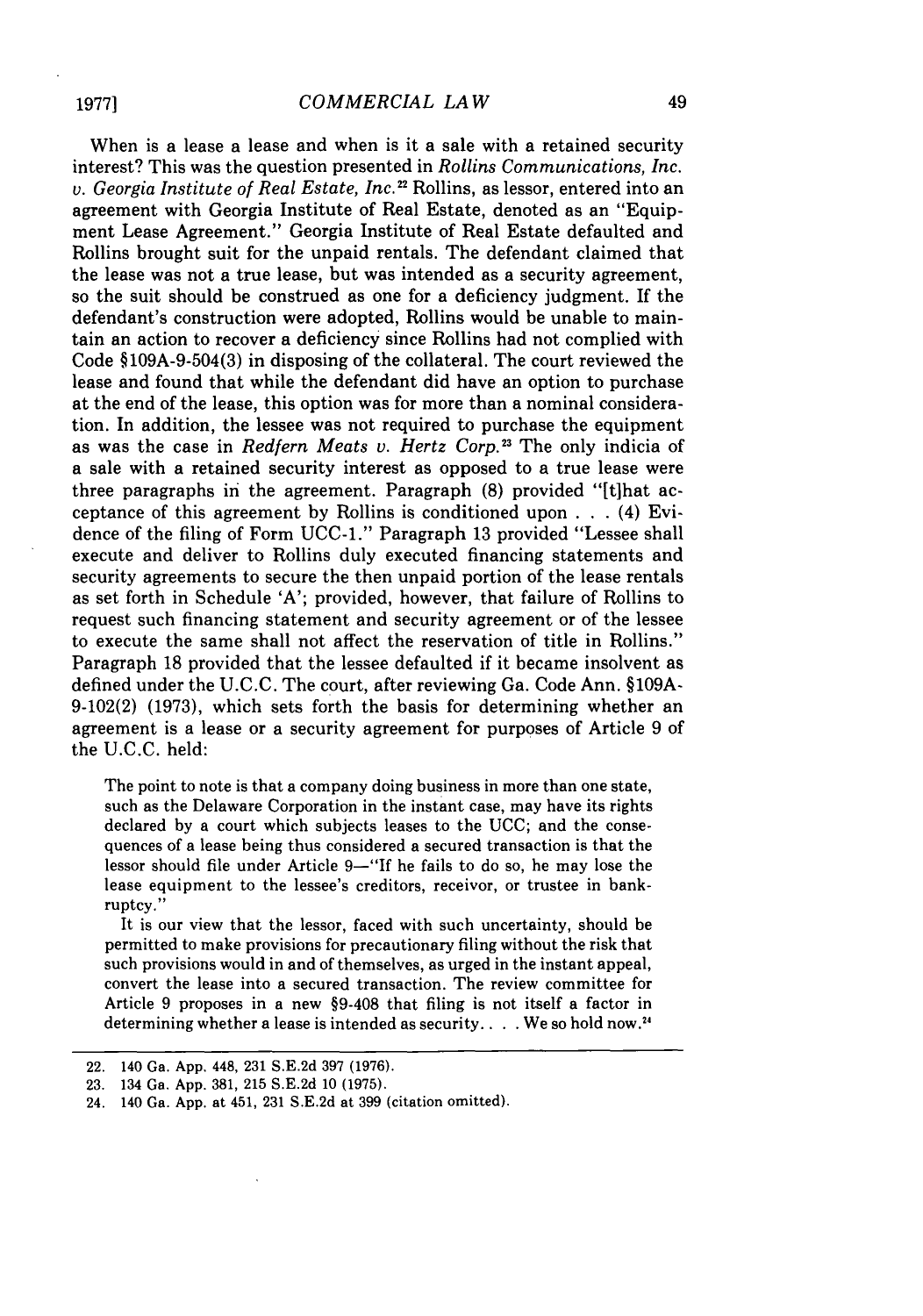When is a lease a lease and when is it a sale with a retained security interest? This was the question presented in *Rollins Communications, Inc. v. Georgia Institute of Real Estate, Inc.*[22] Rollins, as lessor, entered into an agreement with Georgia Institute of Real Estate, denoted as an "Equipment Lease Agreement." Georgia Institute of Real Estate defaulted and Rollins brought suit for the unpaid rentals. The defendant claimed that the lease was not a true lease, but was intended as a security agreement, so the suit should be construed as one for a deficiency judgment. If the defendant's construction were adopted, Rollins would be unable to maintain an action to recover a deficiency since Rollins had not complied with Code §109A-9-504(3) in disposing of the collateral. The court reviewed the lease and found that while the defendant did have an option to purchase at the end of the lease, this option was for more than a nominal consideration. In addition, the lessee was not required to purchase the equipment as was the case in *Redfern Meats v. Hertz Corp.*[23] The only indicia of a sale with a retained security interest as opposed to a true lease were three paragraphs in the agreement. Paragraph (8) provided "[t]hat acceptance of this agreement by Rollins is conditioned upon . . . (4) Evidence of the filing of Form UCC-1." Paragraph 13 provided "Lessee shall execute and deliver to Rollins duly executed financing statements and security agreements to secure the then unpaid portion of the lease rentals as set forth in Schedule 'A'; provided, however, that failure of Rollins to request such financing statement and security agreement or of the lessee to execute the same shall not affect the reservation of title in Rollins." Paragraph 18 provided that the lessee defaulted if it became insolvent as defined under the U.C.C. The court, after reviewing Ga. Code Ann. §109A-9-102(2) (1973), which sets forth the basis for determining whether an agreement is a lease or a security agreement for purposes of Article 9 of the U.C.C. held:

> The point to note is that a company doing business in more than one state, such as the Delaware Corporation in the instant case, may have its rights declared by a court which subjects leases to the UCC; and the consequences of a lease being thus considered a secured transaction is that the lessor should file under Article 9—"If he fails to do so, he may lose the lease equipment to the lessee's creditors, receivor, or trustee in bankruptcy."
>
> It is our view that the lessor, faced with such uncertainty, should be permitted to make provisions for precautionary filing without the risk that such provisions would in and of themselves, as urged in the instant appeal, convert the lease into a secured transaction. The review committee for Article 9 proposes in a new §9-408 that filing is not itself a factor in determining whether a lease is intended as security. . . . We so hold now.[24]

---

22. 140 Ga. App. 448, 231 S.E.2d 397 (1976).
23. 134 Ga. App. 381, 215 S.E.2d 10 (1975).
24. 140 Ga. App. at 451, 231 S.E.2d at 399 (citation omitted).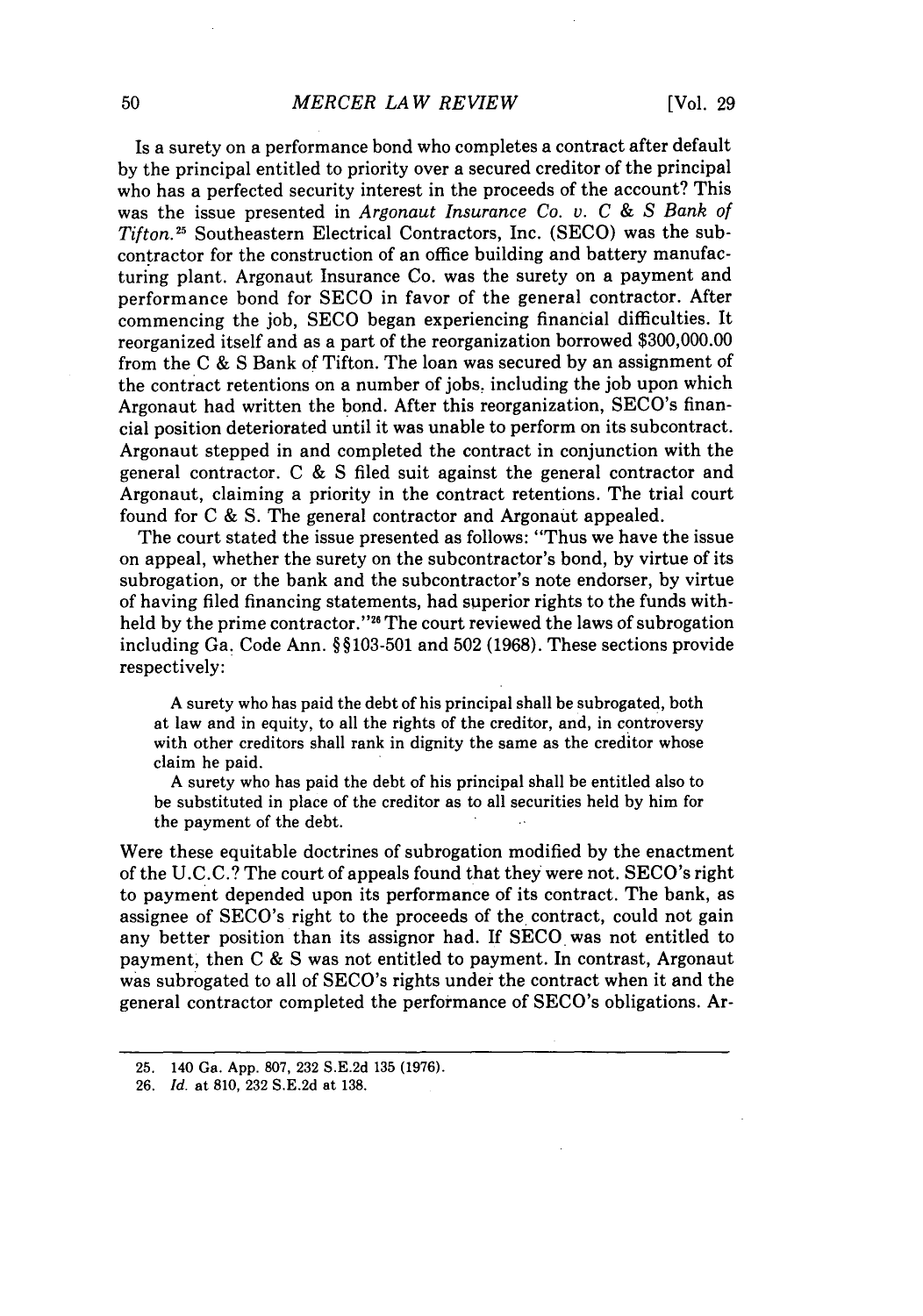Is a surety on a performance bond who completes a contract after default by the principal entitled to priority over a secured creditor of the principal who has a perfected security interest in the proceeds of the account? This was the issue presented in *Argonaut Insurance Co. v. C & S Bank of Tifton.*[25] Southeastern Electrical Contractors, Inc. (SECO) was the subcontractor for the construction of an office building and battery manufacturing plant. Argonaut Insurance Co. was the surety on a payment and performance bond for SECO in favor of the general contractor. After commencing the job, SECO began experiencing financial difficulties. It reorganized itself and as a part of the reorganization borrowed $300,000.00 from the C & S Bank of Tifton. The loan was secured by an assignment of the contract retentions on a number of jobs, including the job upon which Argonaut had written the bond. After this reorganization, SECO's financial position deteriorated until it was unable to perform on its subcontract. Argonaut stepped in and completed the contract in conjunction with the general contractor. C & S filed suit against the general contractor and Argonaut, claiming a priority in the contract retentions. The trial court found for C & S. The general contractor and Argonaut appealed.

The court stated the issue presented as follows: "Thus we have the issue on appeal, whether the surety on the subcontractor's bond, by virtue of its subrogation, or the bank and the subcontractor's note endorser, by virtue of having filed financing statements, had superior rights to the funds withheld by the prime contractor."[26] The court reviewed the laws of subrogation including Ga. Code Ann. §§103-501 and 502 (1968). These sections provide respectively:

> A surety who has paid the debt of his principal shall be subrogated, both at law and in equity, to all the rights of the creditor, and, in controversy with other creditors shall rank in dignity the same as the creditor whose claim he paid.
>
> A surety who has paid the debt of his principal shall be entitled also to be substituted in place of the creditor as to all securities held by him for the payment of the debt.

Were these equitable doctrines of subrogation modified by the enactment of the U.C.C.? The court of appeals found that they were not. SECO's right to payment depended upon its performance of its contract. The bank, as assignee of SECO's right to the proceeds of the contract, could not gain any better position than its assignor had. If SECO was not entitled to payment, then C & S was not entitled to payment. In contrast, Argonaut was subrogated to all of SECO's rights under the contract when it and the general contractor completed the performance of SECO's obligations. Ar-

25. 140 Ga. App. 807, 232 S.E.2d 135 (1976).

26. *Id.* at 810, 232 S.E.2d at 138.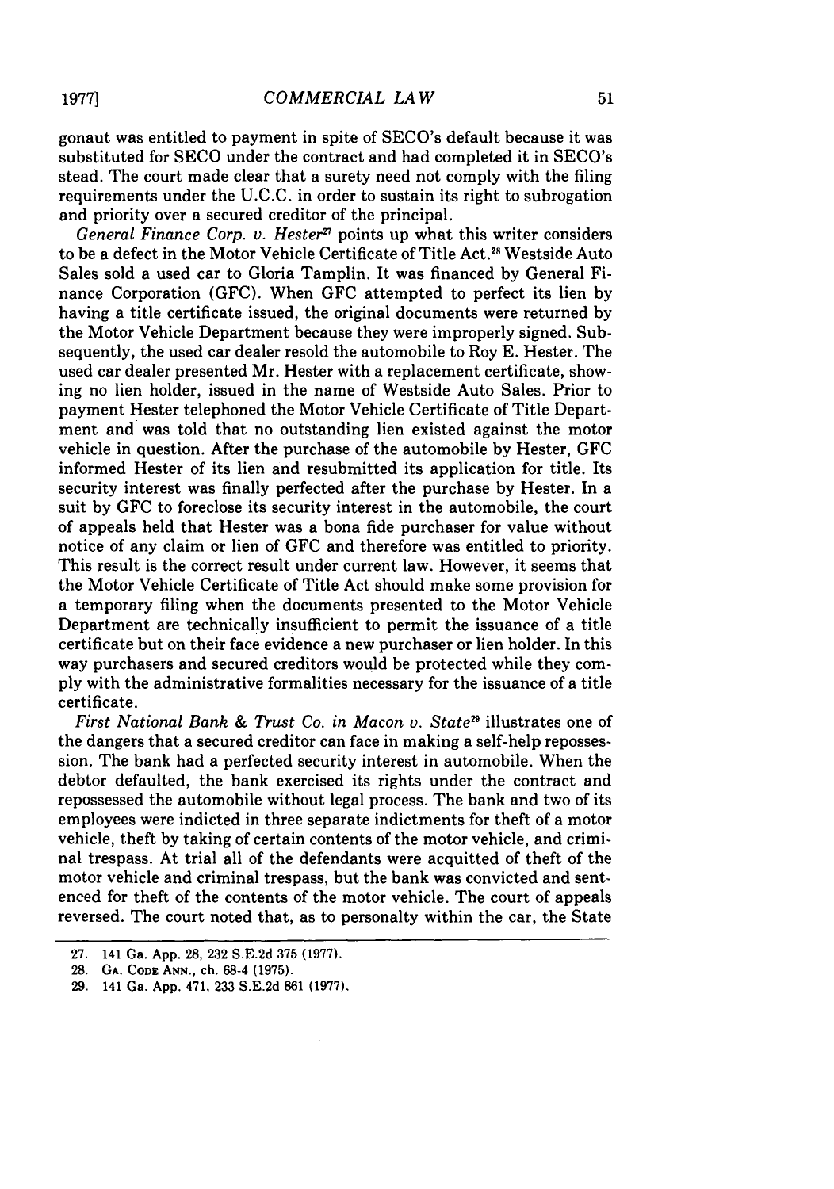gonaut was entitled to payment in spite of SECO's default because it was substituted for SECO under the contract and had completed it in SECO's stead. The court made clear that a surety need not comply with the filing requirements under the U.C.C. in order to sustain its right to subrogation and priority over a secured creditor of the principal.

*General Finance Corp. v. Hester*[27] points up what this writer considers to be a defect in the Motor Vehicle Certificate of Title Act.[28] Westside Auto Sales sold a used car to Gloria Tamplin. It was financed by General Finance Corporation (GFC). When GFC attempted to perfect its lien by having a title certificate issued, the original documents were returned by the Motor Vehicle Department because they were improperly signed. Subsequently, the used car dealer resold the automobile to Roy E. Hester. The used car dealer presented Mr. Hester with a replacement certificate, showing no lien holder, issued in the name of Westside Auto Sales. Prior to payment Hester telephoned the Motor Vehicle Certificate of Title Department and was told that no outstanding lien existed against the motor vehicle in question. After the purchase of the automobile by Hester, GFC informed Hester of its lien and resubmitted its application for title. Its security interest was finally perfected after the purchase by Hester. In a suit by GFC to foreclose its security interest in the automobile, the court of appeals held that Hester was a bona fide purchaser for value without notice of any claim or lien of GFC and therefore was entitled to priority. This result is the correct result under current law. However, it seems that the Motor Vehicle Certificate of Title Act should make some provision for a temporary filing when the documents presented to the Motor Vehicle Department are technically insufficient to permit the issuance of a title certificate but on their face evidence a new purchaser or lien holder. In this way purchasers and secured creditors would be protected while they comply with the administrative formalities necessary for the issuance of a title certificate.

*First National Bank & Trust Co. in Macon v. State*[29] illustrates one of the dangers that a secured creditor can face in making a self-help repossession. The bank had a perfected security interest in automobile. When the debtor defaulted, the bank exercised its rights under the contract and repossessed the automobile without legal process. The bank and two of its employees were indicted in three separate indictments for theft of a motor vehicle, theft by taking of certain contents of the motor vehicle, and criminal trespass. At trial all of the defendants were acquitted of theft of the motor vehicle and criminal trespass, but the bank was convicted and sentenced for theft of the contents of the motor vehicle. The court of appeals reversed. The court noted that, as to personalty within the car, the State

---

27. 141 Ga. App. 28, 232 S.E.2d 375 (1977).
28. GA. CODE ANN., ch. 68-4 (1975).
29. 141 Ga. App. 471, 233 S.E.2d 861 (1977).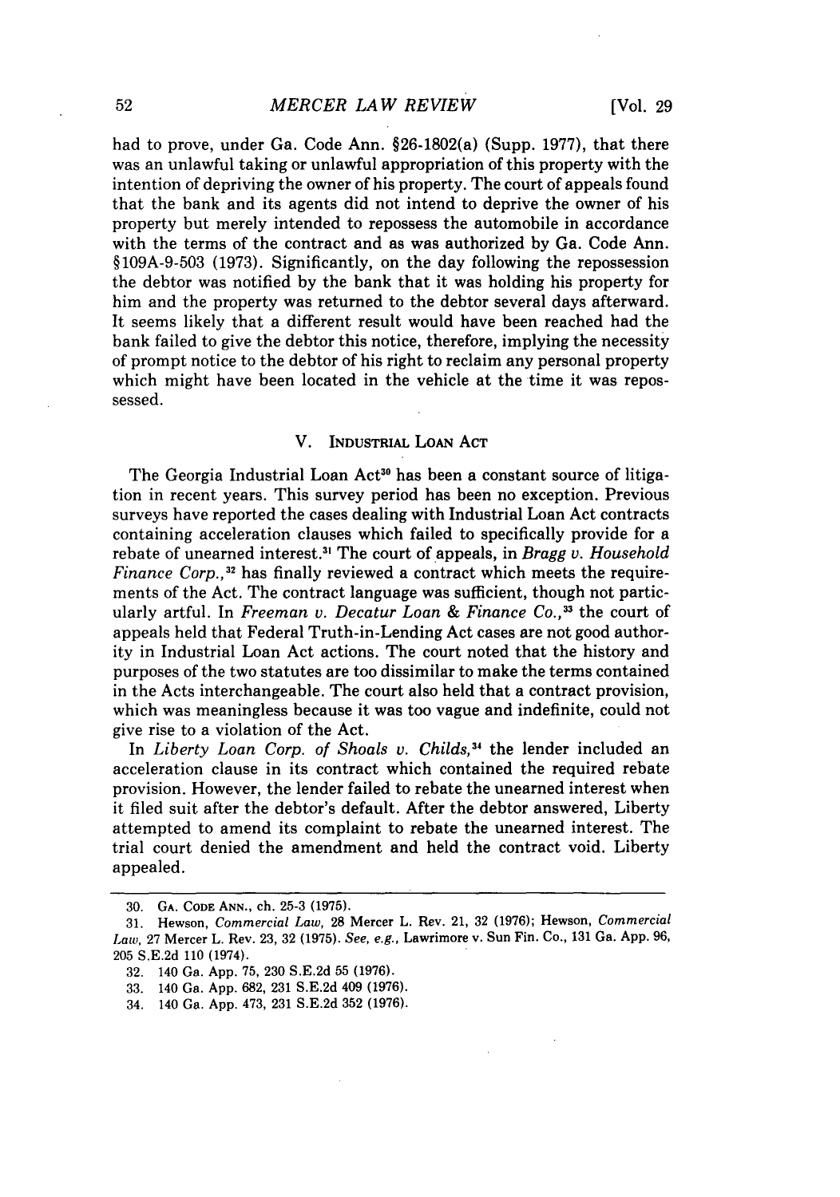had to prove, under Ga. Code Ann. §26-1802(a) (Supp. 1977), that there was an unlawful taking or unlawful appropriation of this property with the intention of depriving the owner of his property. The court of appeals found that the bank and its agents did not intend to deprive the owner of his property but merely intended to repossess the automobile in accordance with the terms of the contract and as was authorized by Ga. Code Ann. §109A-9-503 (1973). Significantly, on the day following the repossession the debtor was notified by the bank that it was holding his property for him and the property was returned to the debtor several days afterward. It seems likely that a different result would have been reached had the bank failed to give the debtor this notice, therefore, implying the necessity of prompt notice to the debtor of his right to reclaim any personal property which might have been located in the vehicle at the time it was repossessed.

## V. INDUSTRIAL LOAN ACT

The Georgia Industrial Loan Act[30] has been a constant source of litigation in recent years. This survey period has been no exception. Previous surveys have reported the cases dealing with Industrial Loan Act contracts containing acceleration clauses which failed to specifically provide for a rebate of unearned interest.[31] The court of appeals, in *Bragg v. Household Finance Corp.*,[32] has finally reviewed a contract which meets the requirements of the Act. The contract language was sufficient, though not particularly artful. In *Freeman v. Decatur Loan & Finance Co.*,[33] the court of appeals held that Federal Truth-in-Lending Act cases are not good authority in Industrial Loan Act actions. The court noted that the history and purposes of the two statutes are too dissimilar to make the terms contained in the Acts interchangeable. The court also held that a contract provision, which was meaningless because it was too vague and indefinite, could not give rise to a violation of the Act.

In *Liberty Loan Corp. of Shoals v. Childs*,[34] the lender included an acceleration clause in its contract which contained the required rebate provision. However, the lender failed to rebate the unearned interest when it filed suit after the debtor's default. After the debtor answered, Liberty attempted to amend its complaint to rebate the unearned interest. The trial court denied the amendment and held the contract void. Liberty appealed.

---

30. GA. CODE ANN., ch. 25-3 (1975).

31. Hewson, *Commercial Law*, 28 Mercer L. Rev. 21, 32 (1976); Hewson, *Commercial Law*, 27 Mercer L. Rev. 23, 32 (1975). *See, e.g.*, Lawrimore v. Sun Fin. Co., 131 Ga. App. 96, 205 S.E.2d 110 (1974).

32. 140 Ga. App. 75, 230 S.E.2d 55 (1976).

33. 140 Ga. App. 682, 231 S.E.2d 409 (1976).

34. 140 Ga. App. 473, 231 S.E.2d 352 (1976).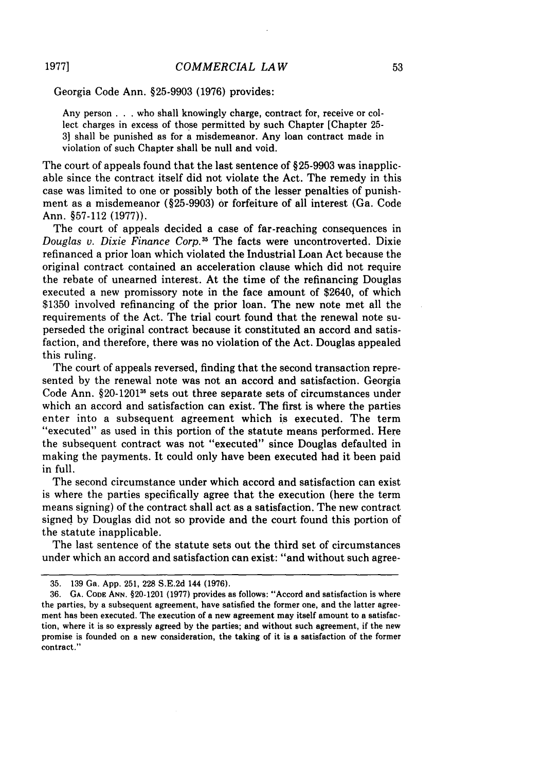Georgia Code Ann. §25-9903 (1976) provides:

> Any person . . . who shall knowingly charge, contract for, receive or collect charges in excess of those permitted by such Chapter [Chapter 25-3] shall be punished as for a misdemeanor. Any loan contract made in violation of such Chapter shall be null and void.

The court of appeals found that the last sentence of §25-9903 was inapplicable since the contract itself did not violate the Act. The remedy in this case was limited to one or possibly both of the lesser penalties of punishment as a misdemeanor (§25-9903) or forfeiture of all interest (Ga. Code Ann. §57-112 (1977)).

The court of appeals decided a case of far-reaching consequences in *Douglas v. Dixie Finance Corp.*[35] The facts were uncontroverted. Dixie refinanced a prior loan which violated the Industrial Loan Act because the original contract contained an acceleration clause which did not require the rebate of unearned interest. At the time of the refinancing Douglas executed a new promissory note in the face amount of $2640, of which $1350 involved refinancing of the prior loan. The new note met all the requirements of the Act. The trial court found that the renewal note superseded the original contract because it constituted an accord and satisfaction, and therefore, there was no violation of the Act. Douglas appealed this ruling.

The court of appeals reversed, finding that the second transaction represented by the renewal note was not an accord and satisfaction. Georgia Code Ann. §20-1201[36] sets out three separate sets of circumstances under which an accord and satisfaction can exist. The first is where the parties enter into a subsequent agreement which is executed. The term "executed" as used in this portion of the statute means performed. Here the subsequent contract was not "executed" since Douglas defaulted in making the payments. It could only have been executed had it been paid in full.

The second circumstance under which accord and satisfaction can exist is where the parties specifically agree that the execution (here the term means signing) of the contract shall act as a satisfaction. The new contract signed by Douglas did not so provide and the court found this portion of the statute inapplicable.

The last sentence of the statute sets out the third set of circumstances under which an accord and satisfaction can exist: "and without such agree-

---

35. 139 Ga. App. 251, 228 S.E.2d 144 (1976).

36. GA. CODE ANN. §20-1201 (1977) provides as follows: "Accord and satisfaction is where the parties, by a subsequent agreement, have satisfied the former one, and the latter agreement has been executed. The execution of a new agreement may itself amount to a satisfaction, where it is so expressly agreed by the parties; and without such agreement, if the new promise is founded on a new consideration, the taking of it is a satisfaction of the former contract."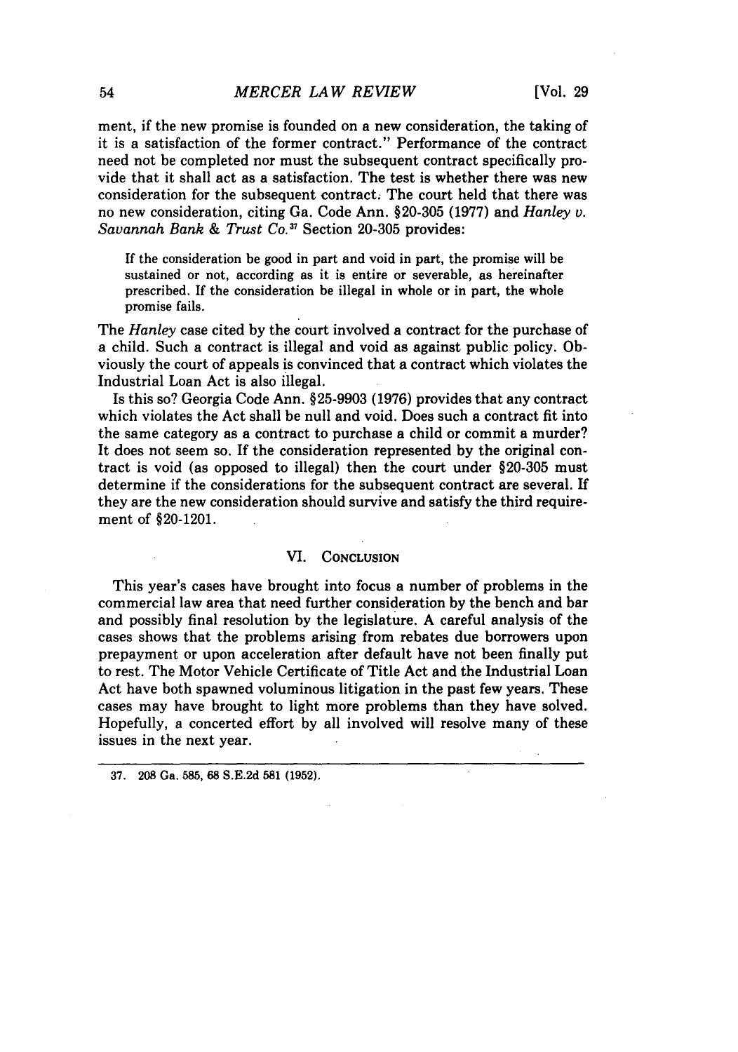ment, if the new promise is founded on a new consideration, the taking of it is a satisfaction of the former contract." Performance of the contract need not be completed nor must the subsequent contract specifically provide that it shall act as a satisfaction. The test is whether there was new consideration for the subsequent contract. The court held that there was no new consideration, citing Ga. Code Ann. §20-305 (1977) and *Hanley v. Savannah Bank & Trust Co.*[37] Section 20-305 provides:

> If the consideration be good in part and void in part, the promise will be sustained or not, according as it is entire or severable, as hereinafter prescribed. If the consideration be illegal in whole or in part, the whole promise fails.

The *Hanley* case cited by the court involved a contract for the purchase of a child. Such a contract is illegal and void as against public policy. Obviously the court of appeals is convinced that a contract which violates the Industrial Loan Act is also illegal.

Is this so? Georgia Code Ann. §25-9903 (1976) provides that any contract which violates the Act shall be null and void. Does such a contract fit into the same category as a contract to purchase a child or commit a murder? It does not seem so. If the consideration represented by the original contract is void (as opposed to illegal) then the court under §20-305 must determine if the considerations for the subsequent contract are several. If they are the new consideration should survive and satisfy the third requirement of §20-1201.

## VI. Conclusion

This year's cases have brought into focus a number of problems in the commercial law area that need further consideration by the bench and bar and possibly final resolution by the legislature. A careful analysis of the cases shows that the problems arising from rebates due borrowers upon prepayment or upon acceleration after default have not been finally put to rest. The Motor Vehicle Certificate of Title Act and the Industrial Loan Act have both spawned voluminous litigation in the past few years. These cases may have brought to light more problems than they have solved. Hopefully, a concerted effort by all involved will resolve many of these issues in the next year.

---

37. 208 Ga. 585, 68 S.E.2d 581 (1952).